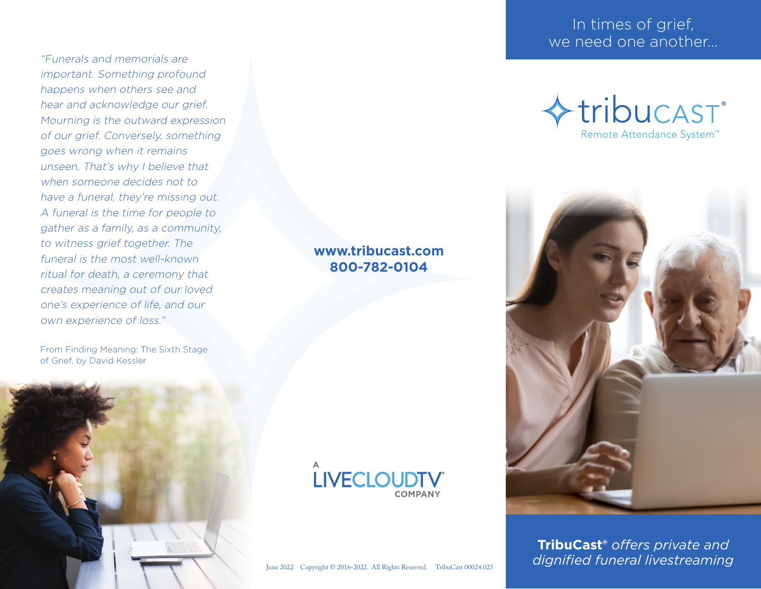*"Funerals and memorials are important. Something profound happens when others see and hear and acknowledge our grief. Mourning is the outward expression of our grief. Conversely, something goes wrong when it remains unseen. That's why I believe that when someone decides not to have a funeral, they're missing out. A funeral is the time for people to gather as a family, as a community, to witness grief together. The funeral is the most well-known ritual for death, a ceremony that creates meaning out of our loved one's experience of life, and our own experience of loss."*

From Finding Meaning: The Sixth Stage of Grief, by David Kessler

**www.tribucast.com**
**800-782-0104**

A LIVECLOUDTV® COMPANY

June 2022 Copyright © 2016-2022. All Rights Reserved. TribuCast 00024.023

In times of grief, we need one another...

# tribuCAST®

Remote Attendance System™

**TribuCast®** *offers private and dignified funeral livestreaming*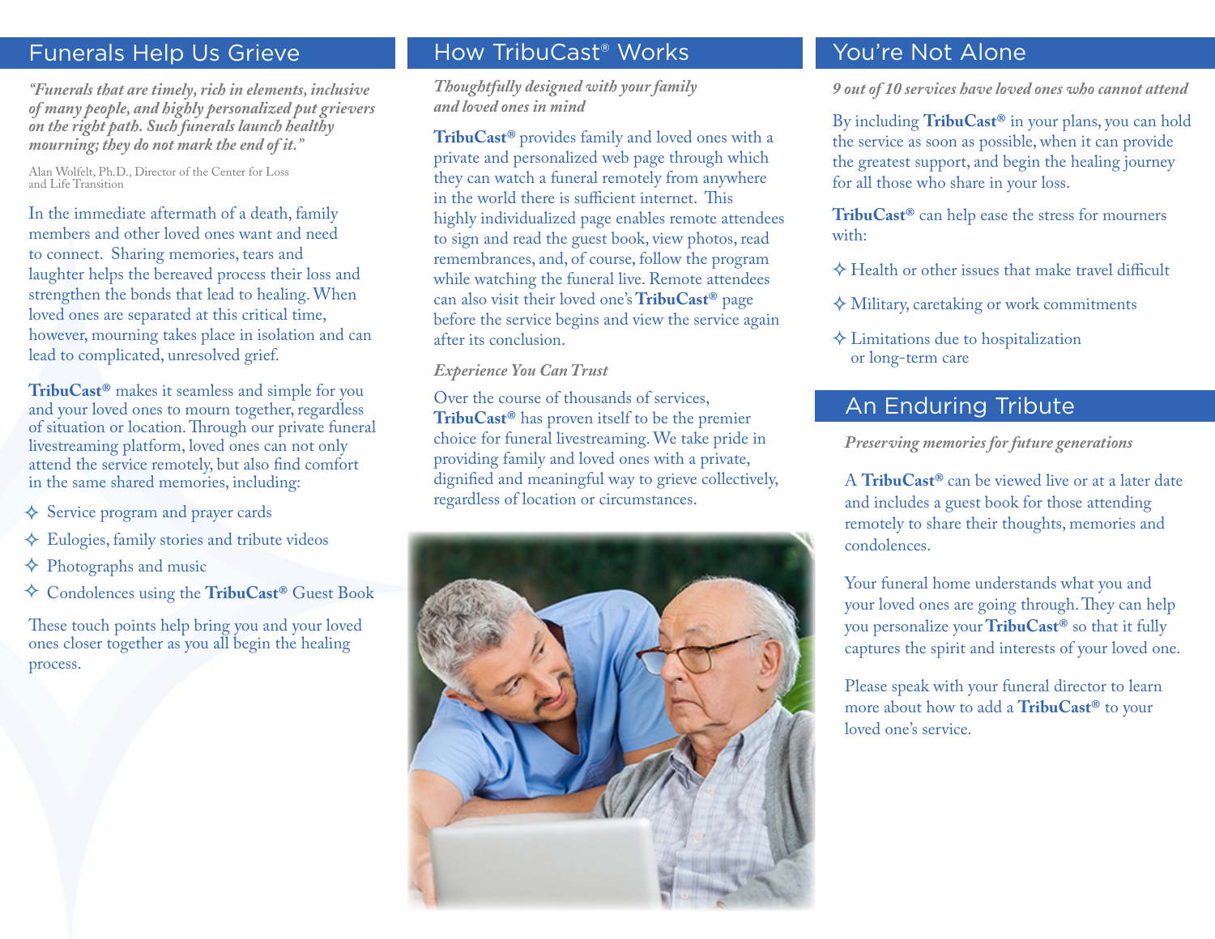## Funerals Help Us Grieve

*"Funerals that are timely, rich in elements, inclusive of many people, and highly personalized put grievers on the right path. Such funerals launch healthy mourning; they do not mark the end of it."*

Alan Wolfelt, Ph.D., Director of the Center for Loss and Life Transition

In the immediate aftermath of a death, family members and other loved ones want and need to connect. Sharing memories, tears and laughter helps the bereaved process their loss and strengthen the bonds that lead to healing. When loved ones are separated at this critical time, however, mourning takes place in isolation and can lead to complicated, unresolved grief.

**TribuCast®** makes it seamless and simple for you and your loved ones to mourn together, regardless of situation or location. Through our private funeral livestreaming platform, loved ones can not only attend the service remotely, but also find comfort in the same shared memories, including:

- ✧ Service program and prayer cards
- ✧ Eulogies, family stories and tribute videos
- ✧ Photographs and music
- ✧ Condolences using the **TribuCast®** Guest Book

These touch points help bring you and your loved ones closer together as you all begin the healing process.

## How TribuCast® Works

*Thoughtfully designed with your family and loved ones in mind*

**TribuCast®** provides family and loved ones with a private and personalized web page through which they can watch a funeral remotely from anywhere in the world there is sufficient internet. This highly individualized page enables remote attendees to sign and read the guest book, view photos, read remembrances, and, of course, follow the program while watching the funeral live. Remote attendees can also visit their loved one's **TribuCast®** page before the service begins and view the service again after its conclusion.

*Experience You Can Trust*

Over the course of thousands of services, **TribuCast®** has proven itself to be the premier choice for funeral livestreaming. We take pride in providing family and loved ones with a private, dignified and meaningful way to grieve collectively, regardless of location or circumstances.

## You're Not Alone

*9 out of 10 services have loved ones who cannot attend*

By including **TribuCast®** in your plans, you can hold the service as soon as possible, when it can provide the greatest support, and begin the healing journey for all those who share in your loss.

**TribuCast®** can help ease the stress for mourners with:

- ✧ Health or other issues that make travel difficult
- ✧ Military, caretaking or work commitments
- ✧ Limitations due to hospitalization or long-term care

## An Enduring Tribute

*Preserving memories for future generations*

A **TribuCast®** can be viewed live or at a later date and includes a guest book for those attending remotely to share their thoughts, memories and condolences.

Your funeral home understands what you and your loved ones are going through. They can help you personalize your **TribuCast®** so that it fully captures the spirit and interests of your loved one.

Please speak with your funeral director to learn more about how to add a **TribuCast®** to your loved one's service.